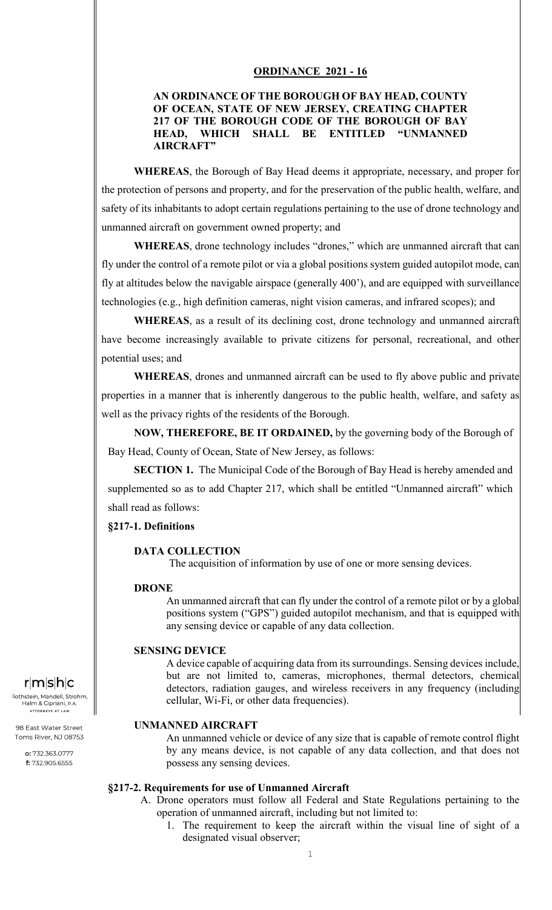## ORDINANCE 2021 - 16

### AN ORDINANCE OF THE BOROUGH OF BAY HEAD, COUNTY OF OCEAN, STATE OF NEW JERSEY, CREATING CHAPTER 217 OF THE BOROUGH CODE OF THE BOROUGH OF BAY HEAD, WHICH SHALL BE ENTITLED "UNMANNED AIRCRAFT"

**WHEREAS**, the Borough of Bay Head deems it appropriate, necessary, and proper for the protection of persons and property, and for the preservation of the public health, welfare, and safety of its inhabitants to adopt certain regulations pertaining to the use of drone technology and unmanned aircraft on government owned property; and

**WHEREAS**, drone technology includes "drones," which are unmanned aircraft that can fly under the control of a remote pilot or via a global positions system guided autopilot mode, can fly at altitudes below the navigable airspace (generally 400'), and are equipped with surveillance technologies (e.g., high definition cameras, night vision cameras, and infrared scopes); and

**WHEREAS**, as a result of its declining cost, drone technology and unmanned aircraft have become increasingly available to private citizens for personal, recreational, and other potential uses; and

**WHEREAS**, drones and unmanned aircraft can be used to fly above public and private properties in a manner that is inherently dangerous to the public health, welfare, and safety as well as the privacy rights of the residents of the Borough.

**NOW, THEREFORE, BE IT ORDAINED,** by the governing body of the Borough of Bay Head, County of Ocean, State of New Jersey, as follows:

**SECTION 1.** The Municipal Code of the Borough of Bay Head is hereby amended and supplemented so as to add Chapter 217, which shall be entitled "Unmanned aircraft" which shall read as follows:

**§217-1. Definitions**

**DATA COLLECTION**

The acquisition of information by use of one or more sensing devices.

**DRONE**

An unmanned aircraft that can fly under the control of a remote pilot or by a global positions system ("GPS") guided autopilot mechanism, and that is equipped with any sensing device or capable of any data collection.

**SENSING DEVICE**

A device capable of acquiring data from its surroundings. Sensing devices include, but are not limited to, cameras, microphones, thermal detectors, chemical detectors, radiation gauges, and wireless receivers in any frequency (including cellular, Wi-Fi, or other data frequencies).

**UNMANNED AIRCRAFT**

An unmanned vehicle or device of any size that is capable of remote control flight by any means device, is not capable of any data collection, and that does not possess any sensing devices.

**§217-2. Requirements for use of Unmanned Aircraft**

A. Drone operators must follow all Federal and State Regulations pertaining to the operation of unmanned aircraft, including but not limited to:

1. The requirement to keep the aircraft within the visual line of sight of a designated visual observer;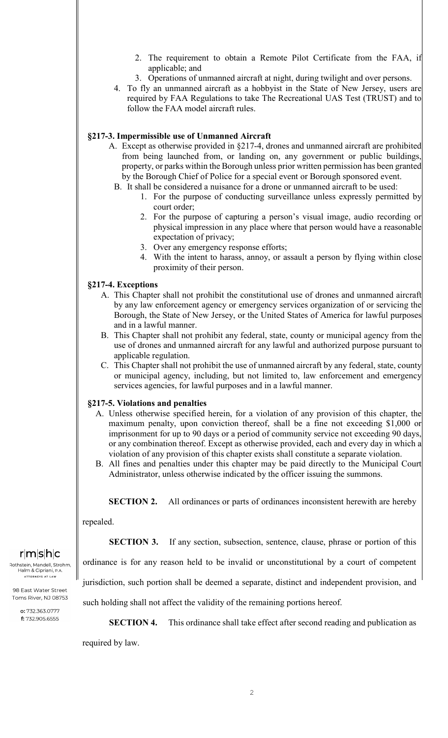2. The requirement to obtain a Remote Pilot Certificate from the FAA, if applicable; and
3. Operations of unmanned aircraft at night, during twilight and over persons.

4. To fly an unmanned aircraft as a hobbyist in the State of New Jersey, users are required by FAA Regulations to take The Recreational UAS Test (TRUST) and to follow the FAA model aircraft rules.

### §217-3. Impermissible use of Unmanned Aircraft

A. Except as otherwise provided in §217-4, drones and unmanned aircraft are prohibited from being launched from, or landing on, any government or public buildings, property, or parks within the Borough unless prior written permission has been granted by the Borough Chief of Police for a special event or Borough sponsored event.

B. It shall be considered a nuisance for a drone or unmanned aircraft to be used:

1. For the purpose of conducting surveillance unless expressly permitted by court order;
2. For the purpose of capturing a person's visual image, audio recording or physical impression in any place where that person would have a reasonable expectation of privacy;
3. Over any emergency response efforts;
4. With the intent to harass, annoy, or assault a person by flying within close proximity of their person.

### §217-4. Exceptions

A. This Chapter shall not prohibit the constitutional use of drones and unmanned aircraft by any law enforcement agency or emergency services organization of or servicing the Borough, the State of New Jersey, or the United States of America for lawful purposes and in a lawful manner.

B. This Chapter shall not prohibit any federal, state, county or municipal agency from the use of drones and unmanned aircraft for any lawful and authorized purpose pursuant to applicable regulation.

C. This Chapter shall not prohibit the use of unmanned aircraft by any federal, state, county or municipal agency, including, but not limited to, law enforcement and emergency services agencies, for lawful purposes and in a lawful manner.

### §217-5. Violations and penalties

A. Unless otherwise specified herein, for a violation of any provision of this chapter, the maximum penalty, upon conviction thereof, shall be a fine not exceeding $1,000 or imprisonment for up to 90 days or a period of community service not exceeding 90 days, or any combination thereof. Except as otherwise provided, each and every day in which a violation of any provision of this chapter exists shall constitute a separate violation.

B. All fines and penalties under this chapter may be paid directly to the Municipal Court Administrator, unless otherwise indicated by the officer issuing the summons.

**SECTION 2.** All ordinances or parts of ordinances inconsistent herewith are hereby repealed.

**SECTION 3.** If any section, subsection, sentence, clause, phrase or portion of this ordinance is for any reason held to be invalid or unconstitutional by a court of competent jurisdiction, such portion shall be deemed a separate, distinct and independent provision, and such holding shall not affect the validity of the remaining portions hereof.

**SECTION 4.** This ordinance shall take effect after second reading and publication as required by law.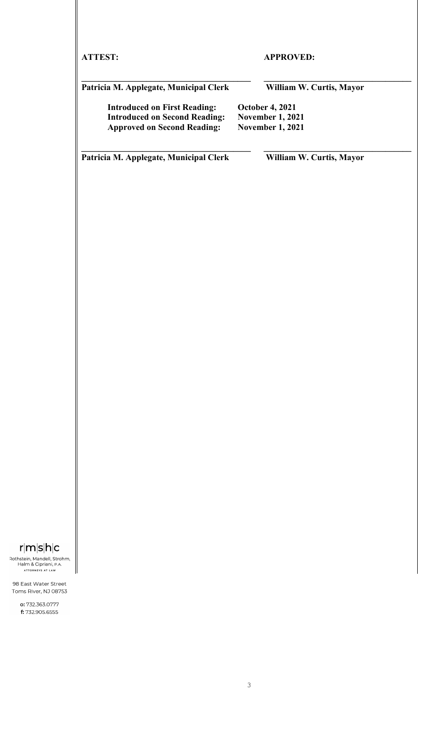**ATTEST:** **APPROVED:**

\_\_\_\_\_\_\_\_\_\_\_\_\_\_\_\_\_\_\_\_\_\_\_\_\_\_\_\_\_\_\_\_\_\_\_\_\_\_ \_\_\_\_\_\_\_\_\_\_\_\_\_\_\_\_\_\_\_\_\_\_\_\_\_\_\_\_\_\_\_\_\_\_\_\_

**Patricia M. Applegate, Municipal Clerk** **William W. Curtis, Mayor**

| | |
|---|---|
| **Introduced on First Reading:** | **October 4, 2021** |
| **Introduced on Second Reading:** | **November 1, 2021** |
| **Approved on Second Reading:** | **November 1, 2021** |

\_\_\_\_\_\_\_\_\_\_\_\_\_\_\_\_\_\_\_\_\_\_\_\_\_\_\_\_\_\_\_\_\_\_\_\_\_\_ \_\_\_\_\_\_\_\_\_\_\_\_\_\_\_\_\_\_\_\_\_\_\_\_\_\_\_\_\_\_\_\_\_\_\_\_

**Patricia M. Applegate, Municipal Clerk** **William W. Curtis, Mayor**

r|m|s|h|c
Rothstein, Mandell, Strohm, Halm & Cipriani, P.A.
ATTORNEYS AT LAW

98 East Water Street
Toms River, NJ 08753

**o:** 732.363.0777
**f:** 732.905.6555